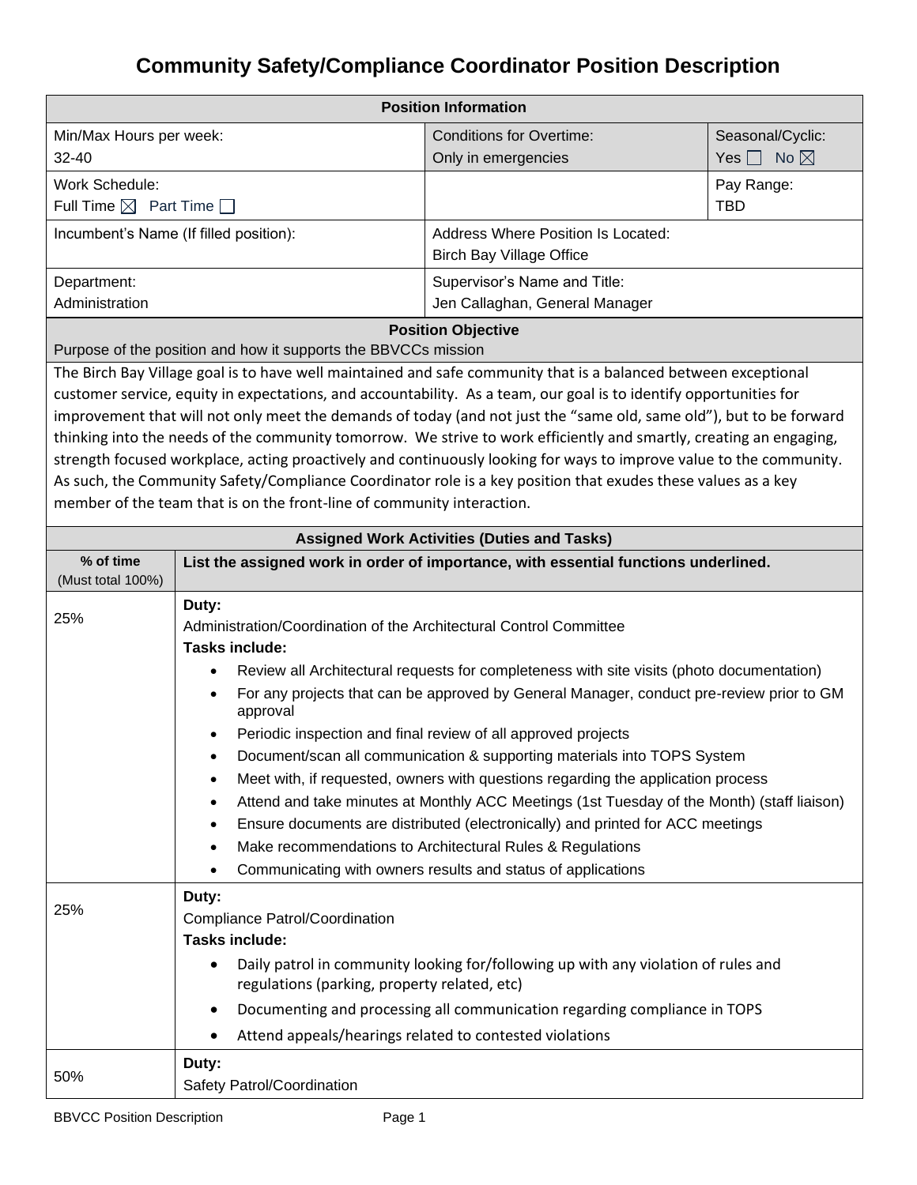# Community Safety/Compliance Coordinator Position Description

| Position Information | | |
|---|---|---|
| Min/Max Hours per week: 32-40 | Conditions for Overtime: Only in emergencies | Seasonal/Cyclic: Yes ☐ No ☒ |
| Work Schedule: Full Time ☒ Part Time ☐ | | Pay Range: TBD |
| Incumbent's Name (If filled position): | Address Where Position Is Located: Birch Bay Village Office | |
| Department: Administration | Supervisor's Name and Title: Jen Callaghan, General Manager | |

**Position Objective**

Purpose of the position and how it supports the BBVCCs mission

The Birch Bay Village goal is to have well maintained and safe community that is a balanced between exceptional customer service, equity in expectations, and accountability. As a team, our goal is to identify opportunities for improvement that will not only meet the demands of today (and not just the "same old, same old"), but to be forward thinking into the needs of the community tomorrow. We strive to work efficiently and smartly, creating an engaging, strength focused workplace, acting proactively and continuously looking for ways to improve value to the community. As such, the Community Safety/Compliance Coordinator role is a key position that exudes these values as a key member of the team that is on the front-line of community interaction.

**Assigned Work Activities (Duties and Tasks)**

| % of time (Must total 100%) | List the assigned work in order of importance, with essential functions underlined. |
|---|---|
| 25% | **Duty:** Administration/Coordination of the Architectural Control Committee<br>**Tasks include:**<br>• Review all Architectural requests for completeness with site visits (photo documentation)<br>• For any projects that can be approved by General Manager, conduct pre-review prior to GM approval<br>• Periodic inspection and final review of all approved projects<br>• Document/scan all communication & supporting materials into TOPS System<br>• Meet with, if requested, owners with questions regarding the application process<br>• Attend and take minutes at Monthly ACC Meetings (1st Tuesday of the Month) (staff liaison)<br>• Ensure documents are distributed (electronically) and printed for ACC meetings<br>• Make recommendations to Architectural Rules & Regulations<br>• Communicating with owners results and status of applications |
| 25% | **Duty:** Compliance Patrol/Coordination<br>**Tasks include:**<br>• Daily patrol in community looking for/following up with any violation of rules and regulations (parking, property related, etc)<br>• Documenting and processing all communication regarding compliance in TOPS<br>• Attend appeals/hearings related to contested violations |
| 50% | **Duty:** Safety Patrol/Coordination |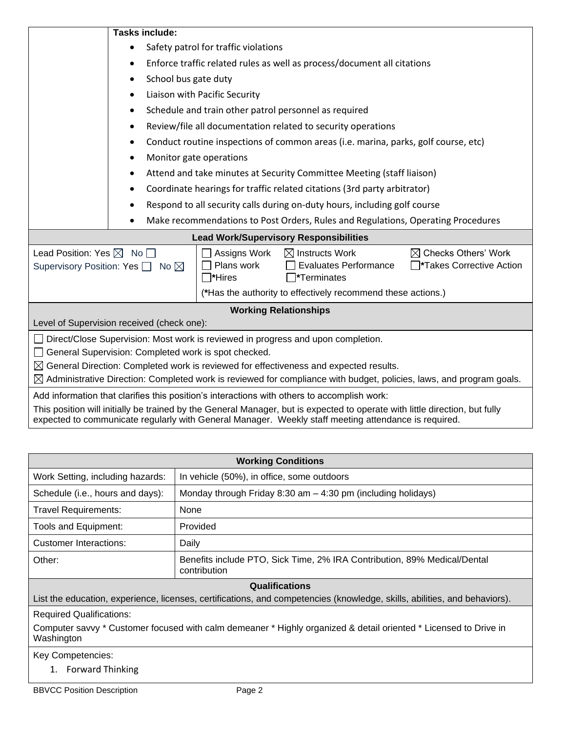**Tasks include:**

- Safety patrol for traffic violations
- Enforce traffic related rules as well as process/document all citations
- School bus gate duty
- Liaison with Pacific Security
- Schedule and train other patrol personnel as required
- Review/file all documentation related to security operations
- Conduct routine inspections of common areas (i.e. marina, parks, golf course, etc)
- Monitor gate operations
- Attend and take minutes at Security Committee Meeting (staff liaison)
- Coordinate hearings for traffic related citations (3rd party arbitrator)
- Respond to all security calls during on-duty hours, including golf course
- Make recommendations to Post Orders, Rules and Regulations, Operating Procedures

## Lead Work/Supervisory Responsibilities

| | | | |
|---|---|---|---|
| Lead Position: Yes ☒ No ☐ | ☐ Assigns Work | ☒ Instructs Work | ☒ Checks Others' Work |
| Supervisory Position: Yes ☐ No ☒ | ☐ Plans work | ☐ Evaluates Performance | ☐ *Takes Corrective Action |
| | ☐ *Hires | ☐ *Terminates | |
| | (*Has the authority to effectively recommend these actions.) | | |

## Working Relationships

Level of Supervision received (check one):

☐ Direct/Close Supervision: Most work is reviewed in progress and upon completion.

☐ General Supervision: Completed work is spot checked.

☒ General Direction: Completed work is reviewed for effectiveness and expected results.

☒ Administrative Direction: Completed work is reviewed for compliance with budget, policies, laws, and program goals.

Add information that clarifies this position's interactions with others to accomplish work:

This position will initially be trained by the General Manager, but is expected to operate with little direction, but fully expected to communicate regularly with General Manager. Weekly staff meeting attendance is required.

## Working Conditions

| | |
|---|---|
| Work Setting, including hazards: | In vehicle (50%), in office, some outdoors |
| Schedule (i.e., hours and days): | Monday through Friday 8:30 am – 4:30 pm (including holidays) |
| Travel Requirements: | None |
| Tools and Equipment: | Provided |
| Customer Interactions: | Daily |
| Other: | Benefits include PTO, Sick Time, 2% IRA Contribution, 89% Medical/Dental contribution |

## Qualifications

List the education, experience, licenses, certifications, and competencies (knowledge, skills, abilities, and behaviors).

Required Qualifications:

Computer savvy * Customer focused with calm demeaner * Highly organized & detail oriented * Licensed to Drive in Washington

Key Competencies:

1. Forward Thinking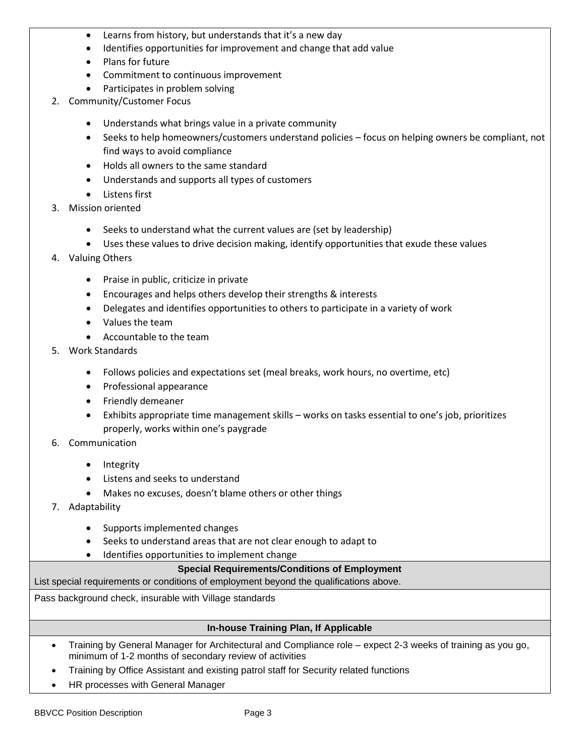- Learns from history, but understands that it's a new day
- Identifies opportunities for improvement and change that add value
- Plans for future
- Commitment to continuous improvement
- Participates in problem solving

2. Community/Customer Focus
    - Understands what brings value in a private community
    - Seeks to help homeowners/customers understand policies – focus on helping owners be compliant, not find ways to avoid compliance
    - Holds all owners to the same standard
    - Understands and supports all types of customers
    - Listens first
3. Mission oriented
    - Seeks to understand what the current values are (set by leadership)
    - Uses these values to drive decision making, identify opportunities that exude these values
4. Valuing Others
    - Praise in public, criticize in private
    - Encourages and helps others develop their strengths & interests
    - Delegates and identifies opportunities to others to participate in a variety of work
    - Values the team
    - Accountable to the team
5. Work Standards
    - Follows policies and expectations set (meal breaks, work hours, no overtime, etc)
    - Professional appearance
    - Friendly demeaner
    - Exhibits appropriate time management skills – works on tasks essential to one's job, prioritizes properly, works within one's paygrade
6. Communication
    - Integrity
    - Listens and seeks to understand
    - Makes no excuses, doesn't blame others or other things
7. Adaptability
    - Supports implemented changes
    - Seeks to understand areas that are not clear enough to adapt to
    - Identifies opportunities to implement change

## Special Requirements/Conditions of Employment

List special requirements or conditions of employment beyond the qualifications above.

Pass background check, insurable with Village standards

## In-house Training Plan, If Applicable

- Training by General Manager for Architectural and Compliance role – expect 2-3 weeks of training as you go, minimum of 1-2 months of secondary review of activities
- Training by Office Assistant and existing patrol staff for Security related functions
- HR processes with General Manager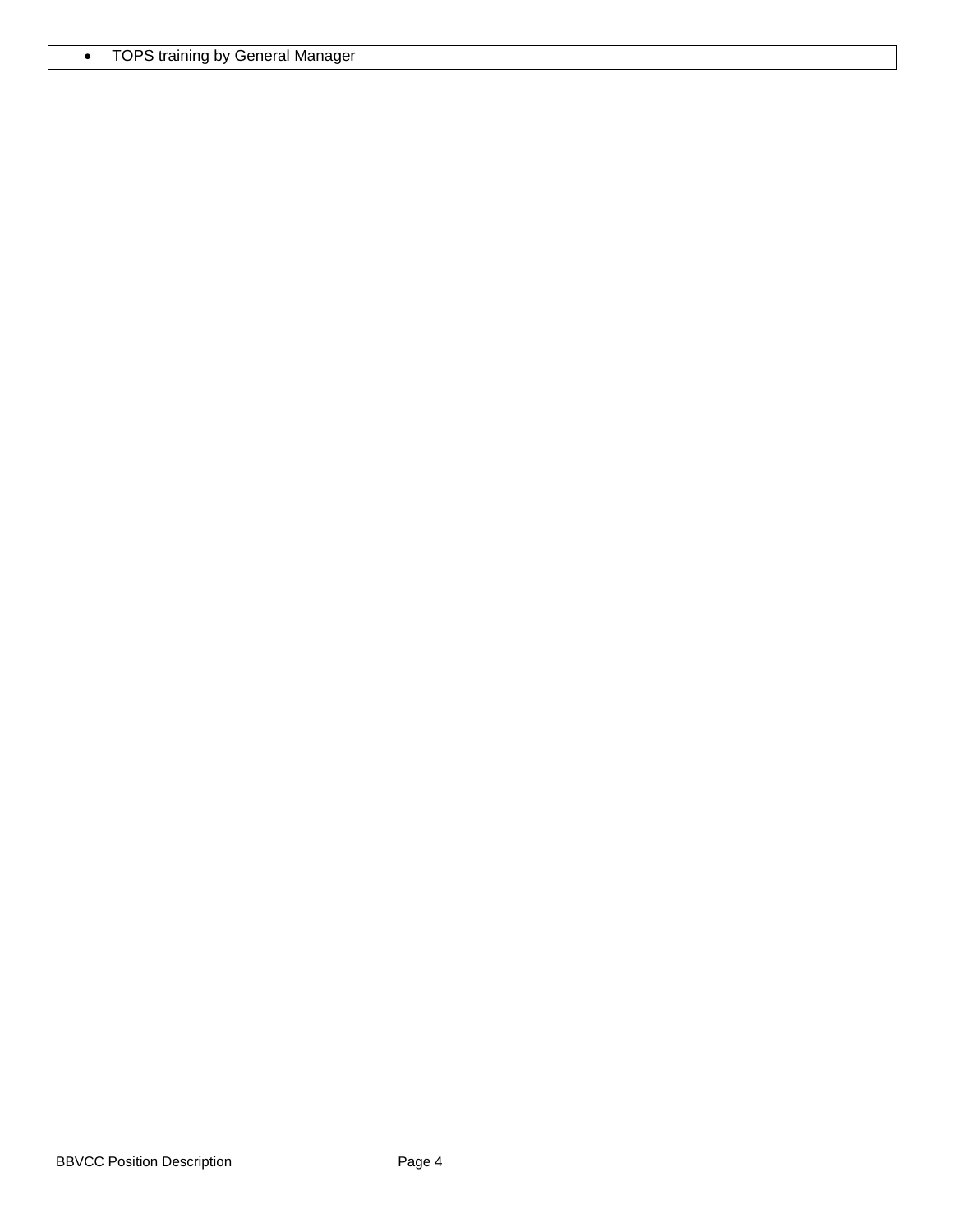- TOPS training by General Manager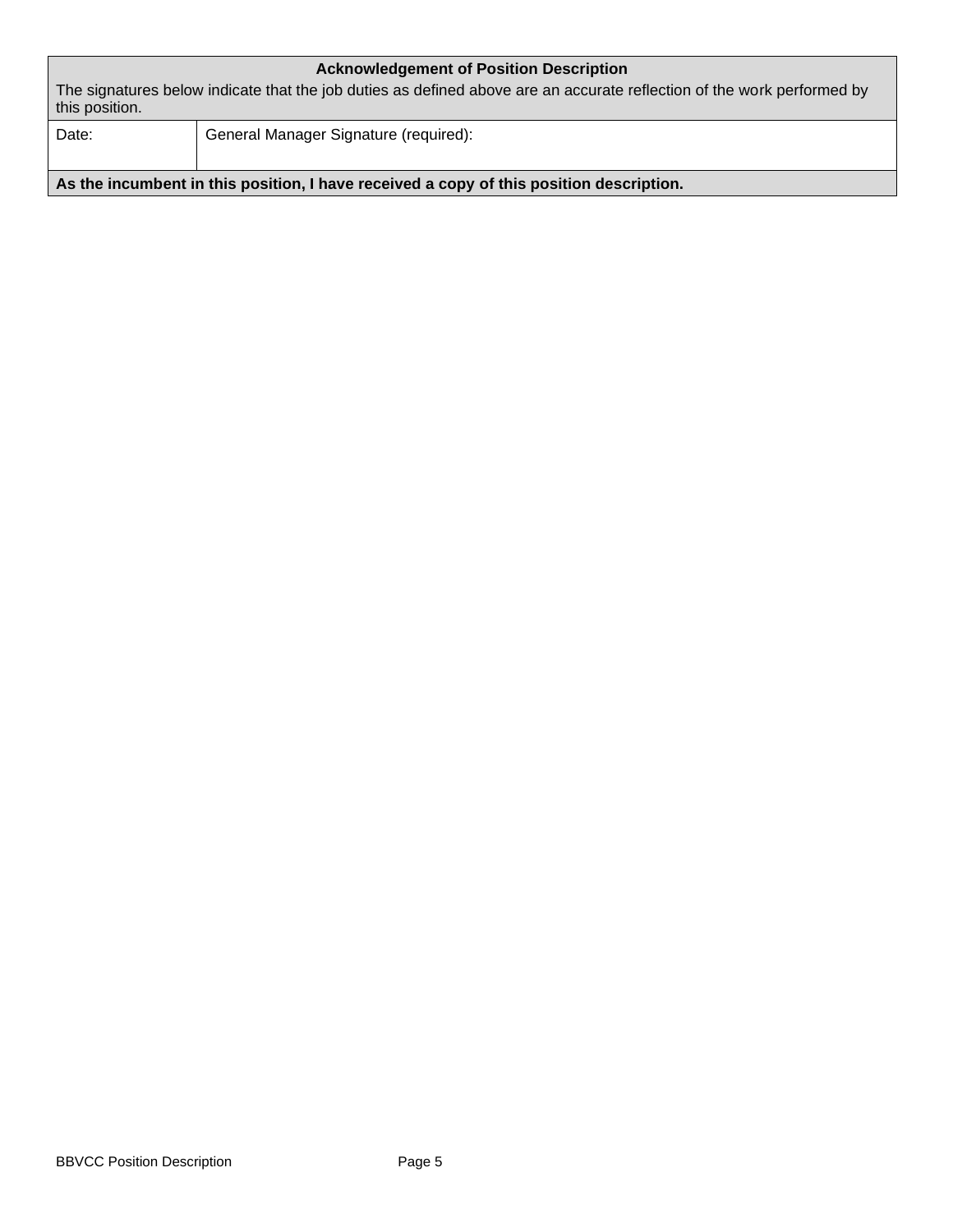| **Acknowledgement of Position Description** | |
|---|---|
| The signatures below indicate that the job duties as defined above are an accurate reflection of the work performed by this position. | |
| Date: | General Manager Signature (required): |
| **As the incumbent in this position, I have received a copy of this position description.** | |